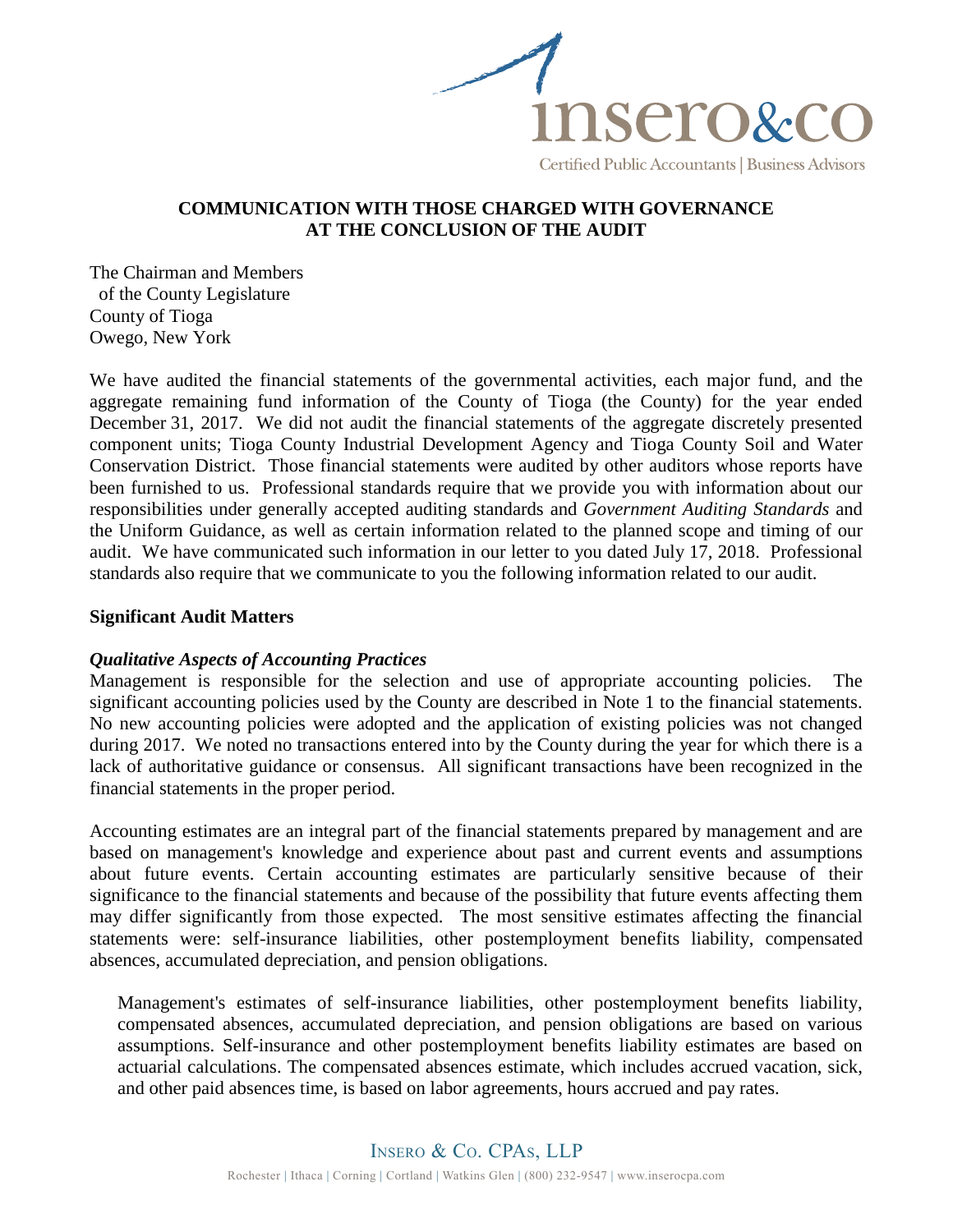## COMMUNICATION WITH THOSE CHARGED WITH GOVERNANCE AT THE CONCLUSION OF THE AUDIT

The Chairman and Members
of the County Legislature
County of Tioga
Owego, New York

We have audited the financial statements of the governmental activities, each major fund, and the aggregate remaining fund information of the County of Tioga (the County) for the year ended December 31, 2017. We did not audit the financial statements of the aggregate discretely presented component units; Tioga County Industrial Development Agency and Tioga County Soil and Water Conservation District. Those financial statements were audited by other auditors whose reports have been furnished to us. Professional standards require that we provide you with information about our responsibilities under generally accepted auditing standards and *Government Auditing Standards* and the Uniform Guidance, as well as certain information related to the planned scope and timing of our audit. We have communicated such information in our letter to you dated July 17, 2018. Professional standards also require that we communicate to you the following information related to our audit.

### Significant Audit Matters

#### *Qualitative Aspects of Accounting Practices*

Management is responsible for the selection and use of appropriate accounting policies. The significant accounting policies used by the County are described in Note 1 to the financial statements. No new accounting policies were adopted and the application of existing policies was not changed during 2017. We noted no transactions entered into by the County during the year for which there is a lack of authoritative guidance or consensus. All significant transactions have been recognized in the financial statements in the proper period.

Accounting estimates are an integral part of the financial statements prepared by management and are based on management's knowledge and experience about past and current events and assumptions about future events. Certain accounting estimates are particularly sensitive because of their significance to the financial statements and because of the possibility that future events affecting them may differ significantly from those expected. The most sensitive estimates affecting the financial statements were: self-insurance liabilities, other postemployment benefits liability, compensated absences, accumulated depreciation, and pension obligations.

> Management's estimates of self-insurance liabilities, other postemployment benefits liability, compensated absences, accumulated depreciation, and pension obligations are based on various assumptions. Self-insurance and other postemployment benefits liability estimates are based on actuarial calculations. The compensated absences estimate, which includes accrued vacation, sick, and other paid absences time, is based on labor agreements, hours accrued and pay rates.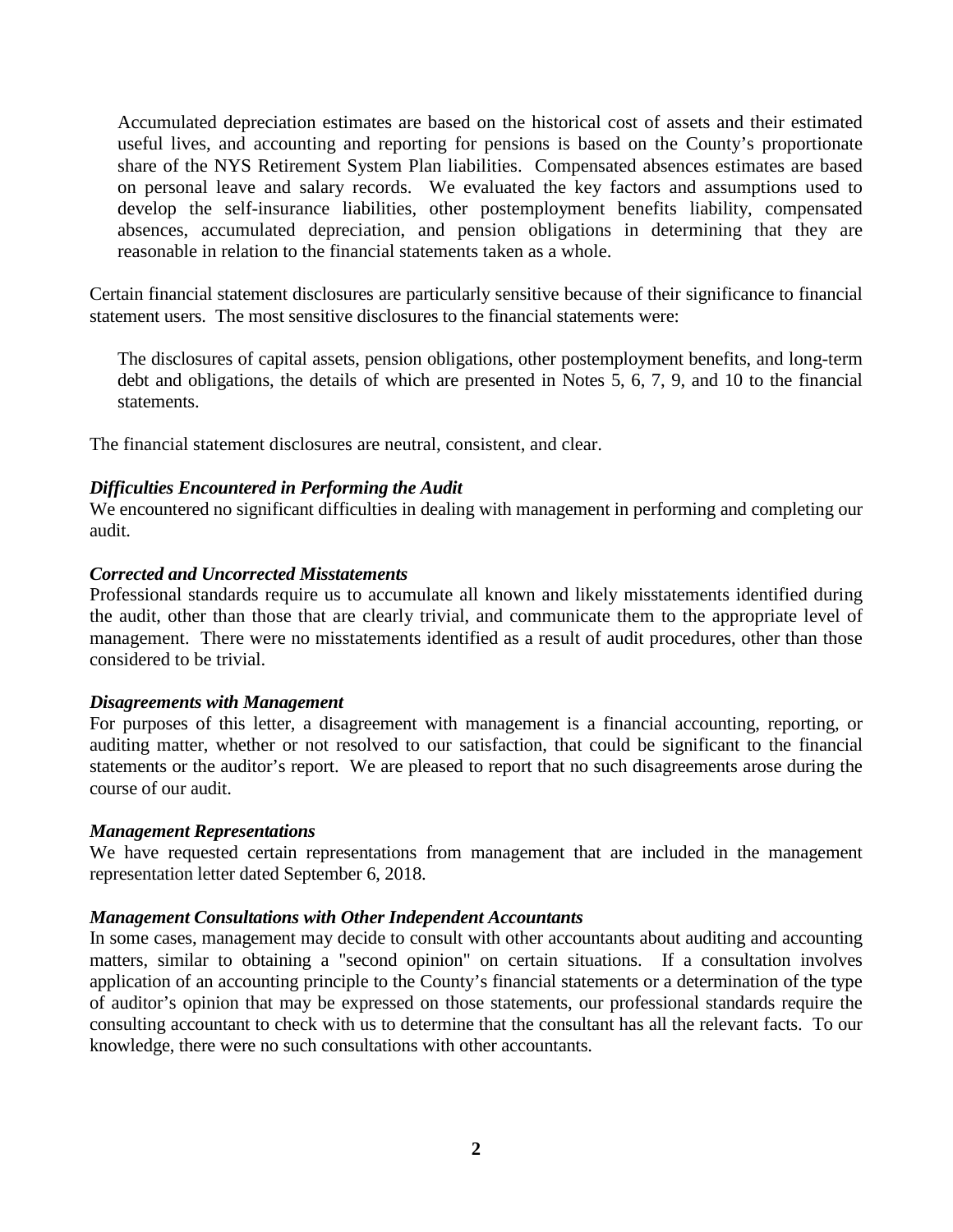Accumulated depreciation estimates are based on the historical cost of assets and their estimated useful lives, and accounting and reporting for pensions is based on the County's proportionate share of the NYS Retirement System Plan liabilities. Compensated absences estimates are based on personal leave and salary records. We evaluated the key factors and assumptions used to develop the self-insurance liabilities, other postemployment benefits liability, compensated absences, accumulated depreciation, and pension obligations in determining that they are reasonable in relation to the financial statements taken as a whole.

Certain financial statement disclosures are particularly sensitive because of their significance to financial statement users. The most sensitive disclosures to the financial statements were:

The disclosures of capital assets, pension obligations, other postemployment benefits, and long-term debt and obligations, the details of which are presented in Notes 5, 6, 7, 9, and 10 to the financial statements.

The financial statement disclosures are neutral, consistent, and clear.

***Difficulties Encountered in Performing the Audit***
We encountered no significant difficulties in dealing with management in performing and completing our audit.

***Corrected and Uncorrected Misstatements***
Professional standards require us to accumulate all known and likely misstatements identified during the audit, other than those that are clearly trivial, and communicate them to the appropriate level of management. There were no misstatements identified as a result of audit procedures, other than those considered to be trivial.

***Disagreements with Management***
For purposes of this letter, a disagreement with management is a financial accounting, reporting, or auditing matter, whether or not resolved to our satisfaction, that could be significant to the financial statements or the auditor's report. We are pleased to report that no such disagreements arose during the course of our audit.

***Management Representations***
We have requested certain representations from management that are included in the management representation letter dated September 6, 2018.

***Management Consultations with Other Independent Accountants***
In some cases, management may decide to consult with other accountants about auditing and accounting matters, similar to obtaining a "second opinion" on certain situations. If a consultation involves application of an accounting principle to the County's financial statements or a determination of the type of auditor's opinion that may be expressed on those statements, our professional standards require the consulting accountant to check with us to determine that the consultant has all the relevant facts. To our knowledge, there were no such consultations with other accountants.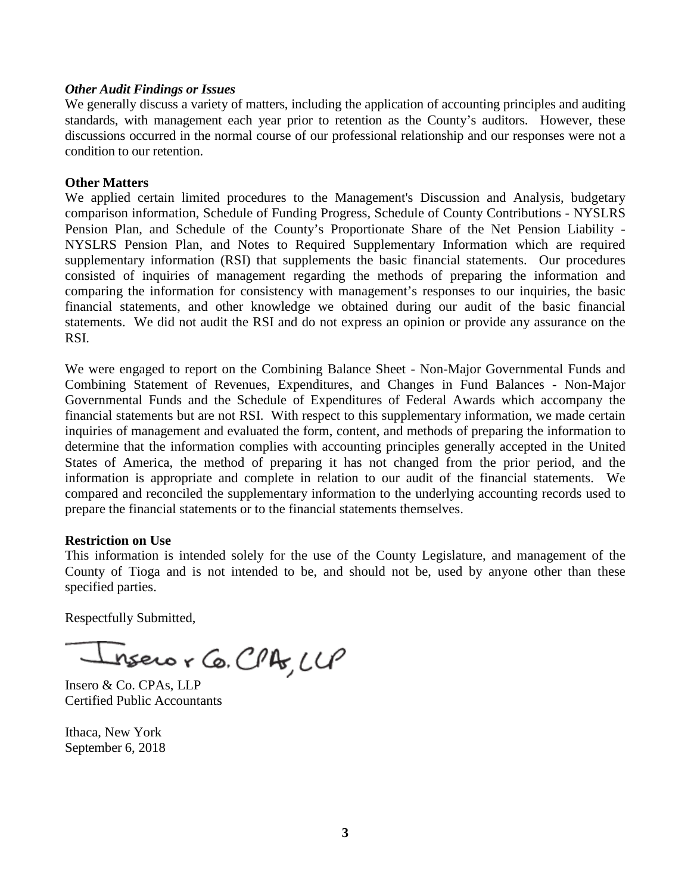***Other Audit Findings or Issues***

We generally discuss a variety of matters, including the application of accounting principles and auditing standards, with management each year prior to retention as the County's auditors. However, these discussions occurred in the normal course of our professional relationship and our responses were not a condition to our retention.

**Other Matters**

We applied certain limited procedures to the Management's Discussion and Analysis, budgetary comparison information, Schedule of Funding Progress, Schedule of County Contributions - NYSLRS Pension Plan, and Schedule of the County's Proportionate Share of the Net Pension Liability - NYSLRS Pension Plan, and Notes to Required Supplementary Information which are required supplementary information (RSI) that supplements the basic financial statements. Our procedures consisted of inquiries of management regarding the methods of preparing the information and comparing the information for consistency with management's responses to our inquiries, the basic financial statements, and other knowledge we obtained during our audit of the basic financial statements. We did not audit the RSI and do not express an opinion or provide any assurance on the RSI.

We were engaged to report on the Combining Balance Sheet - Non-Major Governmental Funds and Combining Statement of Revenues, Expenditures, and Changes in Fund Balances - Non-Major Governmental Funds and the Schedule of Expenditures of Federal Awards which accompany the financial statements but are not RSI. With respect to this supplementary information, we made certain inquiries of management and evaluated the form, content, and methods of preparing the information to determine that the information complies with accounting principles generally accepted in the United States of America, the method of preparing it has not changed from the prior period, and the information is appropriate and complete in relation to our audit of the financial statements. We compared and reconciled the supplementary information to the underlying accounting records used to prepare the financial statements or to the financial statements themselves.

**Restriction on Use**

This information is intended solely for the use of the County Legislature, and management of the County of Tioga and is not intended to be, and should not be, used by anyone other than these specified parties.

Respectfully Submitted,

Insero & Co. CPAs, LLP

Insero & Co. CPAs, LLP
Certified Public Accountants

Ithaca, New York
September 6, 2018